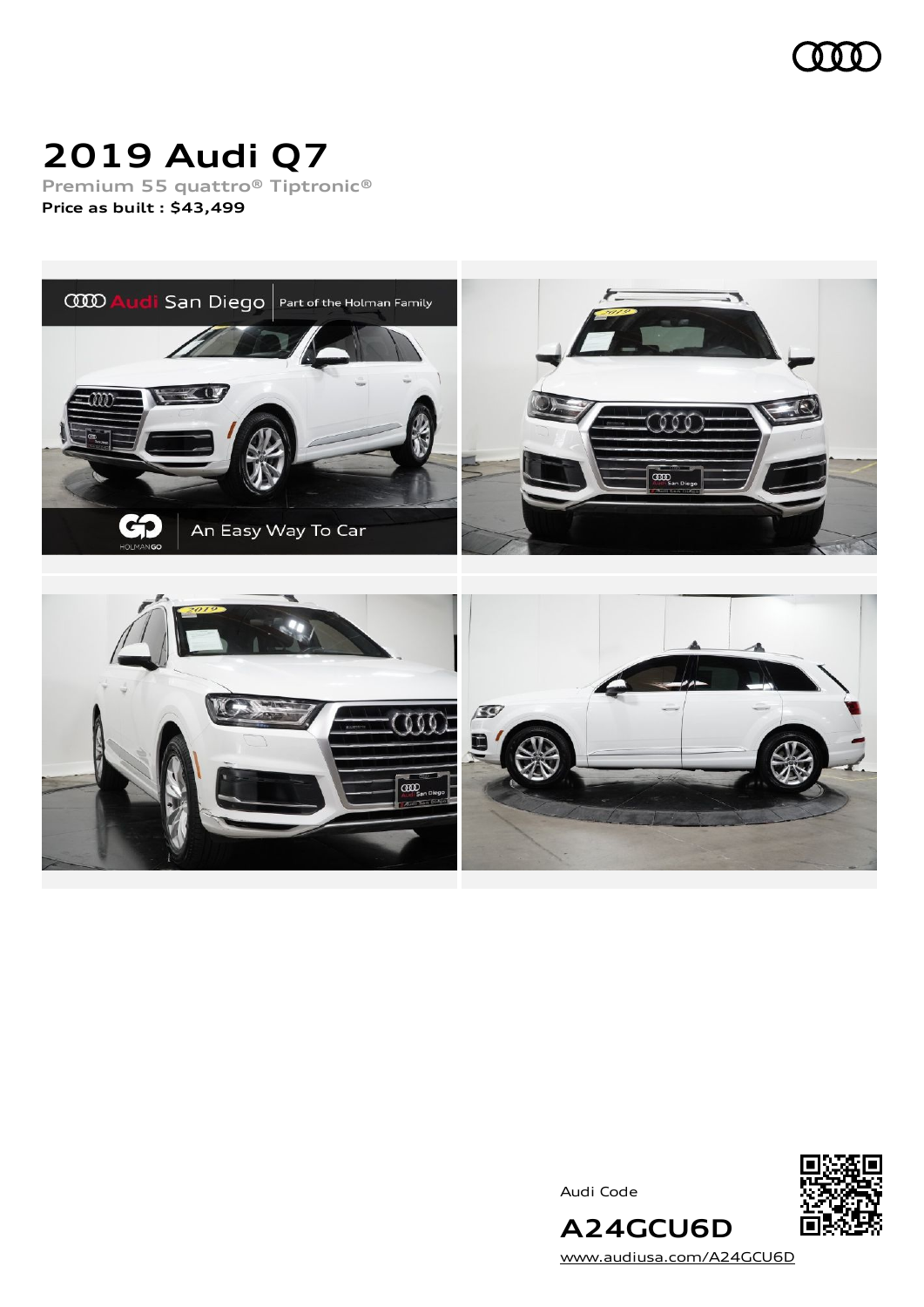# 2019 Audi Q7

**Premium 55 quattro® Tiptronic®**

**Price as built : $43,499**

Audi Code

**A24GCU6D**

[www.audiusa.com/A24GCU6D](www.audiusa.com/A24GCU6D)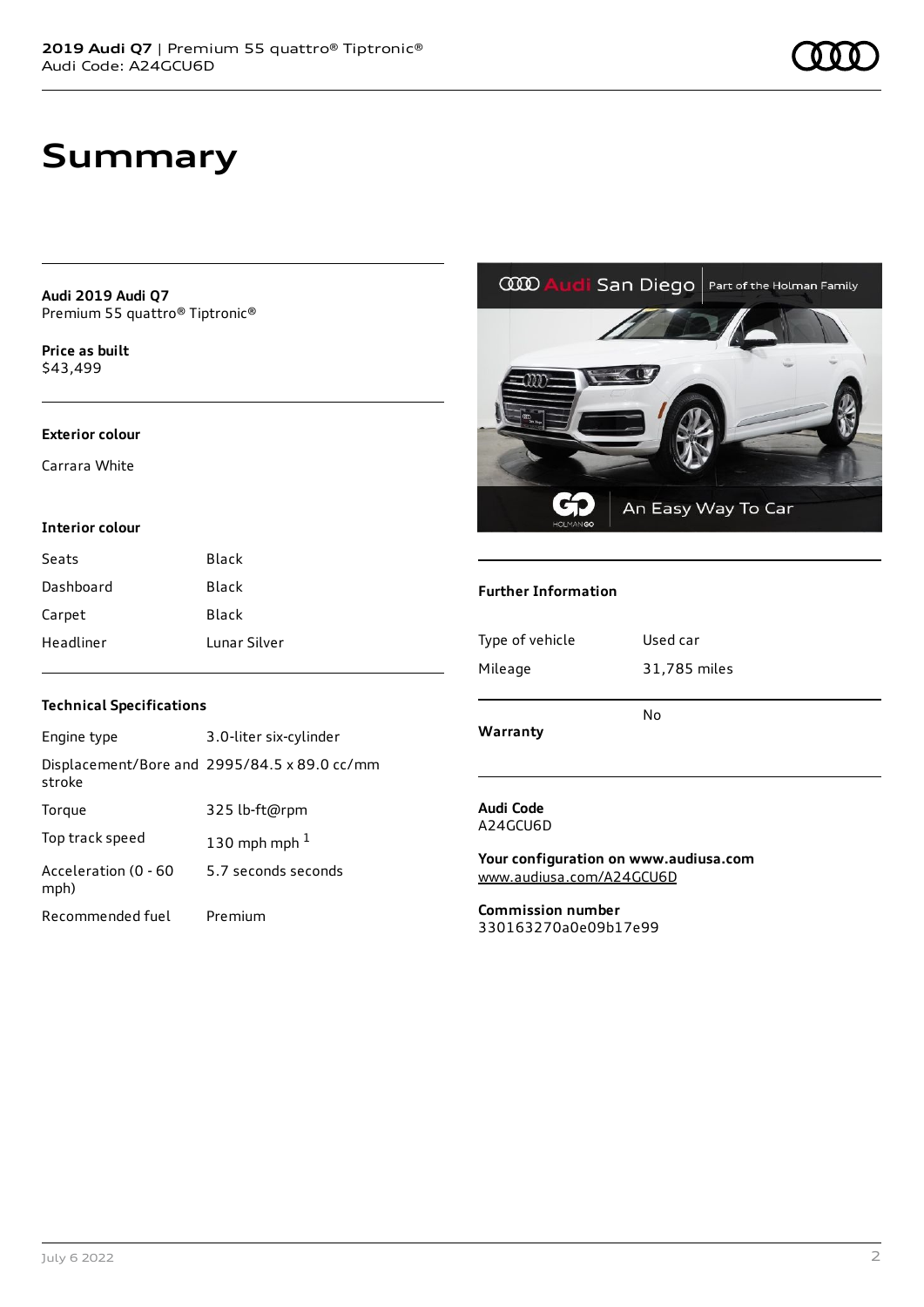# Summary

**Audi 2019 Audi Q7**
Premium 55 quattro® Tiptronic®

**Price as built**
$43,499

### Exterior colour

Carrara White

### Interior colour

| | |
|---|---|
| Seats | Black |
| Dashboard | Black |
| Carpet | Black |
| Headliner | Lunar Silver |

### Technical Specifications

| | |
|---|---|
| Engine type | 3.0-liter six-cylinder |
| Displacement/Bore and stroke | 2995/84.5 x 89.0 cc/mm |
| Torque | 325 lb-ft@rpm |
| Top track speed | 130 mph mph [1] |
| Acceleration (0 - 60 mph) | 5.7 seconds seconds |
| Recommended fuel | Premium |

### Further Information

| | |
|---|---|
| Type of vehicle | Used car |
| Mileage | 31,785 miles |
| Warranty | No |

**Audi Code**
A24GCU6D

**Your configuration on www.audiusa.com**
www.audiusa.com/A24GCU6D

**Commission number**
330163270a0e09b17e99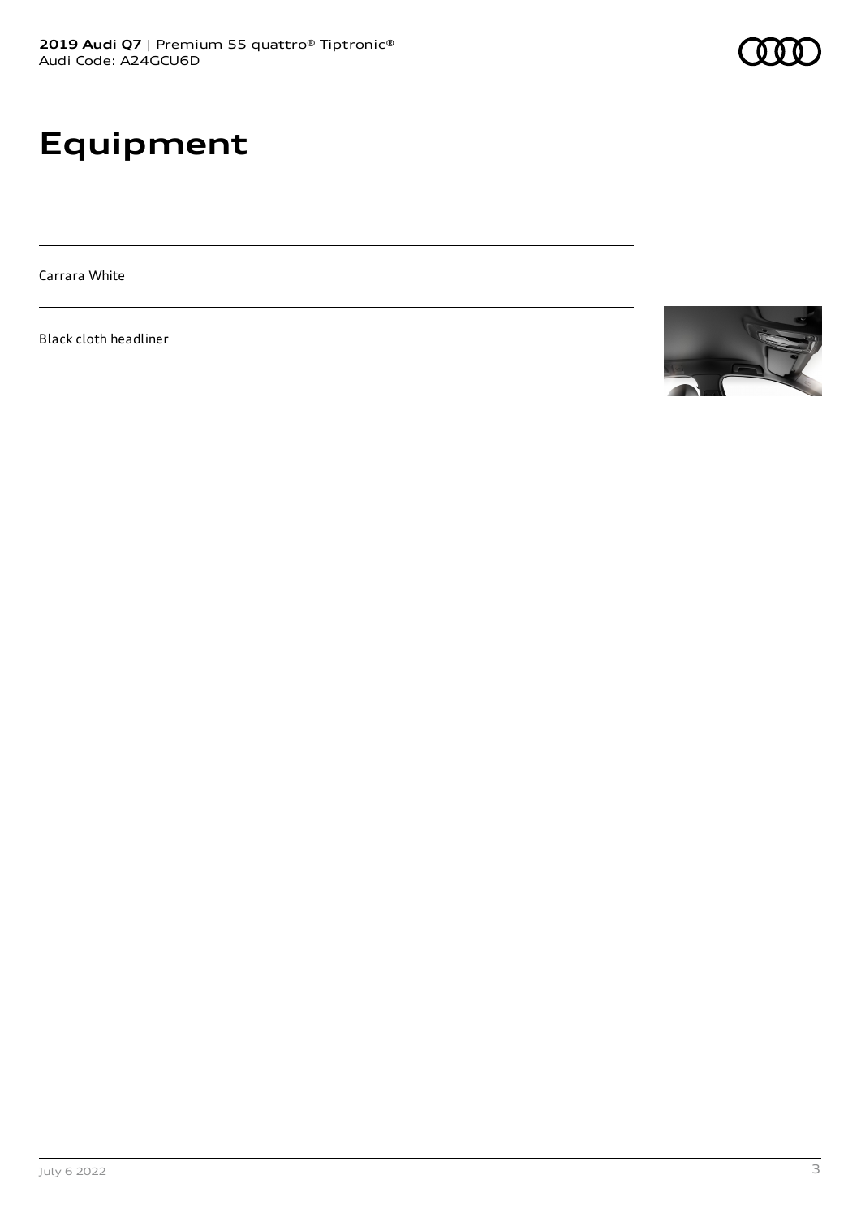# Equipment

Carrara White

Black cloth headliner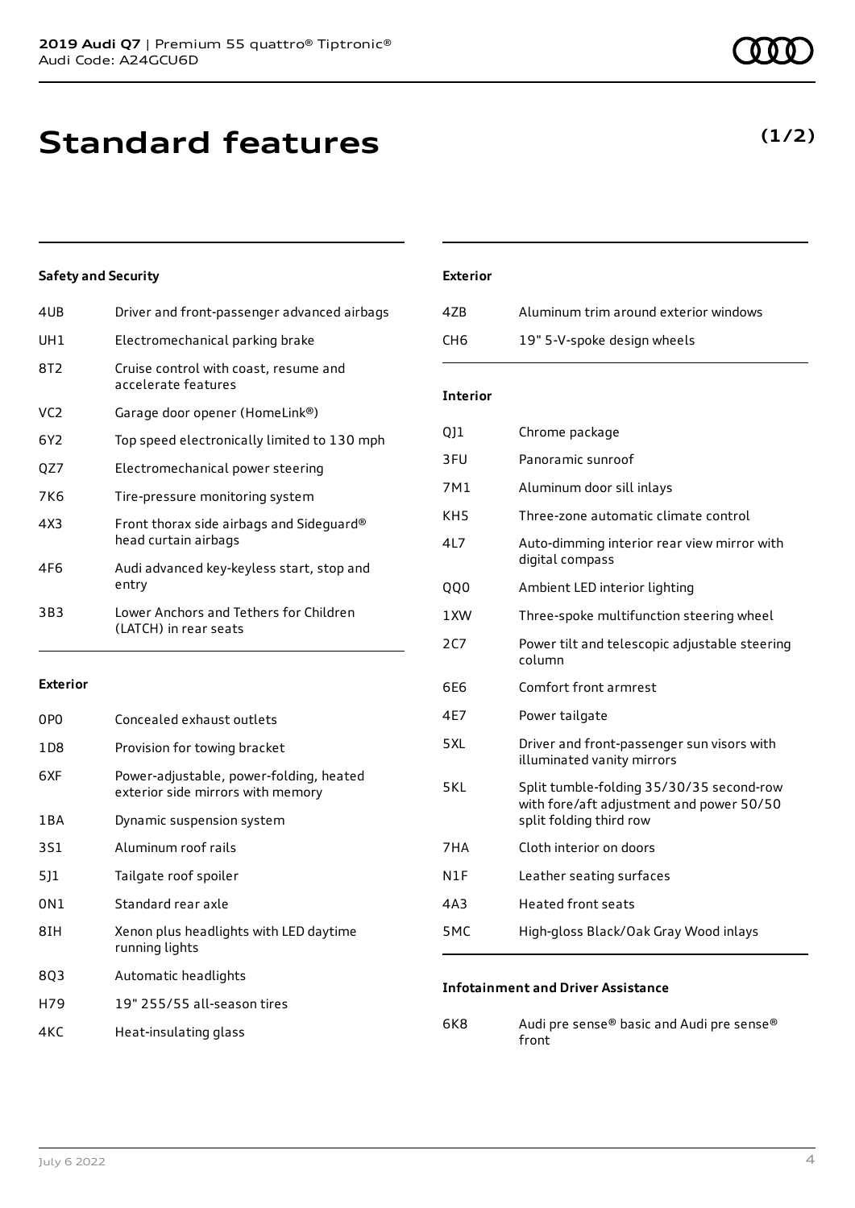# Standard features

**(1/2)**

### Safety and Security

| | |
|---|---|
| 4UB | Driver and front-passenger advanced airbags |
| UH1 | Electromechanical parking brake |
| 8T2 | Cruise control with coast, resume and accelerate features |
| VC2 | Garage door opener (HomeLink®) |
| 6Y2 | Top speed electronically limited to 130 mph |
| QZ7 | Electromechanical power steering |
| 7K6 | Tire-pressure monitoring system |
| 4X3 | Front thorax side airbags and Sideguard® head curtain airbags |
| 4F6 | Audi advanced key-keyless start, stop and entry |
| 3B3 | Lower Anchors and Tethers for Children (LATCH) in rear seats |

### Exterior

| | |
|---|---|
| 0P0 | Concealed exhaust outlets |
| 1D8 | Provision for towing bracket |
| 6XF | Power-adjustable, power-folding, heated exterior side mirrors with memory |
| 1BA | Dynamic suspension system |
| 3S1 | Aluminum roof rails |
| 5J1 | Tailgate roof spoiler |
| 0N1 | Standard rear axle |
| 8IH | Xenon plus headlights with LED daytime running lights |
| 8Q3 | Automatic headlights |
| H79 | 19" 255/55 all-season tires |
| 4KC | Heat-insulating glass |

### Exterior

| | |
|---|---|
| 4ZB | Aluminum trim around exterior windows |
| CH6 | 19" 5-V-spoke design wheels |

### Interior

| | |
|---|---|
| QJ1 | Chrome package |
| 3FU | Panoramic sunroof |
| 7M1 | Aluminum door sill inlays |
| KH5 | Three-zone automatic climate control |
| 4L7 | Auto-dimming interior rear view mirror with digital compass |
| QQ0 | Ambient LED interior lighting |
| 1XW | Three-spoke multifunction steering wheel |
| 2C7 | Power tilt and telescopic adjustable steering column |
| 6E6 | Comfort front armrest |
| 4E7 | Power tailgate |
| 5XL | Driver and front-passenger sun visors with illuminated vanity mirrors |
| 5KL | Split tumble-folding 35/30/35 second-row with fore/aft adjustment and power 50/50 split folding third row |
| 7HA | Cloth interior on doors |
| N1F | Leather seating surfaces |
| 4A3 | Heated front seats |
| 5MC | High-gloss Black/Oak Gray Wood inlays |

### Infotainment and Driver Assistance

| | |
|---|---|
| 6K8 | Audi pre sense® basic and Audi pre sense® front |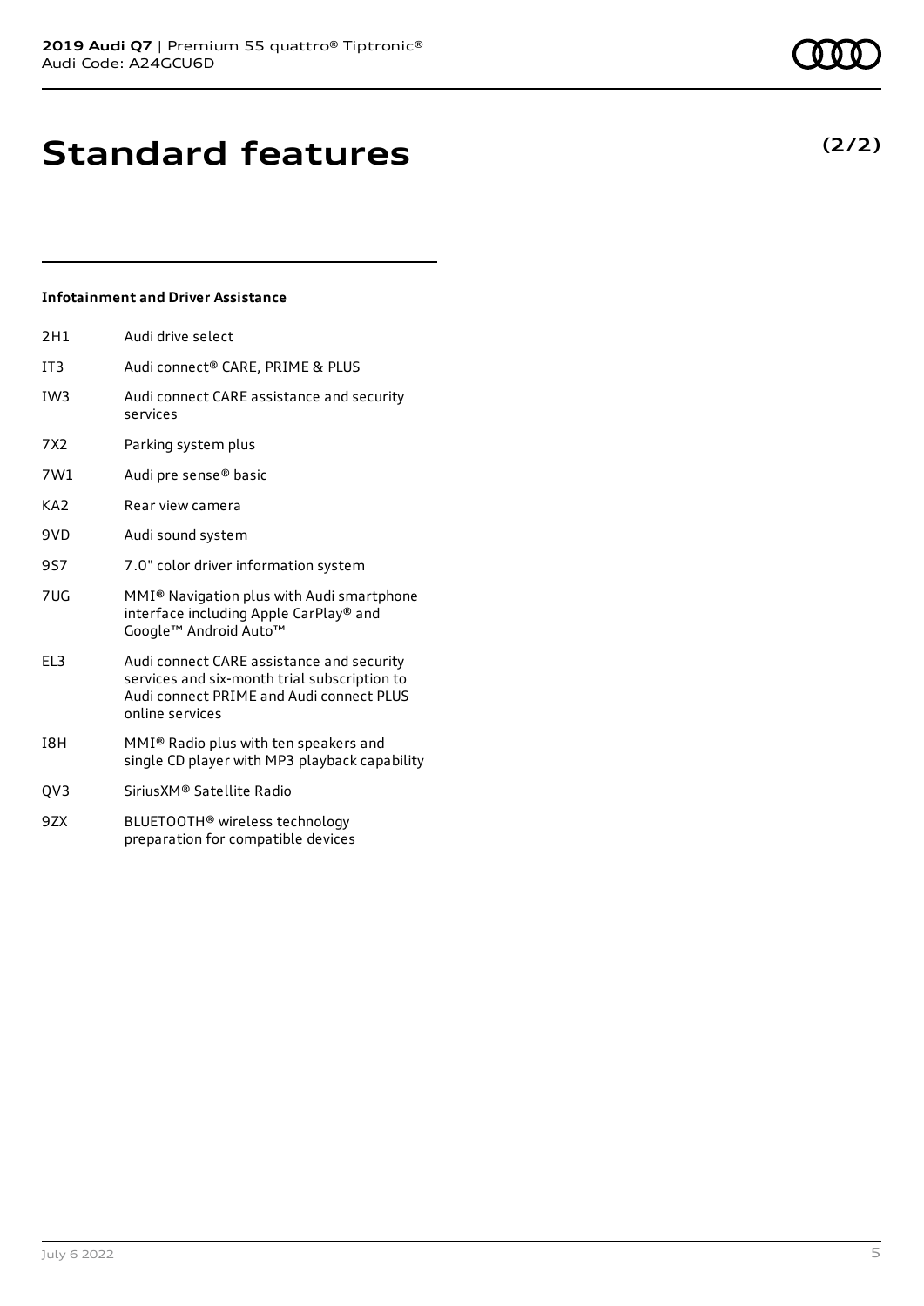# Standard features

**(2/2)**

### Infotainment and Driver Assistance

| Code | Feature |
| --- | --- |
| 2H1 | Audi drive select |
| IT3 | Audi connect® CARE, PRIME & PLUS |
| IW3 | Audi connect CARE assistance and security services |
| 7X2 | Parking system plus |
| 7W1 | Audi pre sense® basic |
| KA2 | Rear view camera |
| 9VD | Audi sound system |
| 9S7 | 7.0" color driver information system |
| 7UG | MMI® Navigation plus with Audi smartphone interface including Apple CarPlay® and Google™ Android Auto™ |
| EL3 | Audi connect CARE assistance and security services and six-month trial subscription to Audi connect PRIME and Audi connect PLUS online services |
| I8H | MMI® Radio plus with ten speakers and single CD player with MP3 playback capability |
| QV3 | SiriusXM® Satellite Radio |
| 9ZX | BLUETOOTH® wireless technology preparation for compatible devices |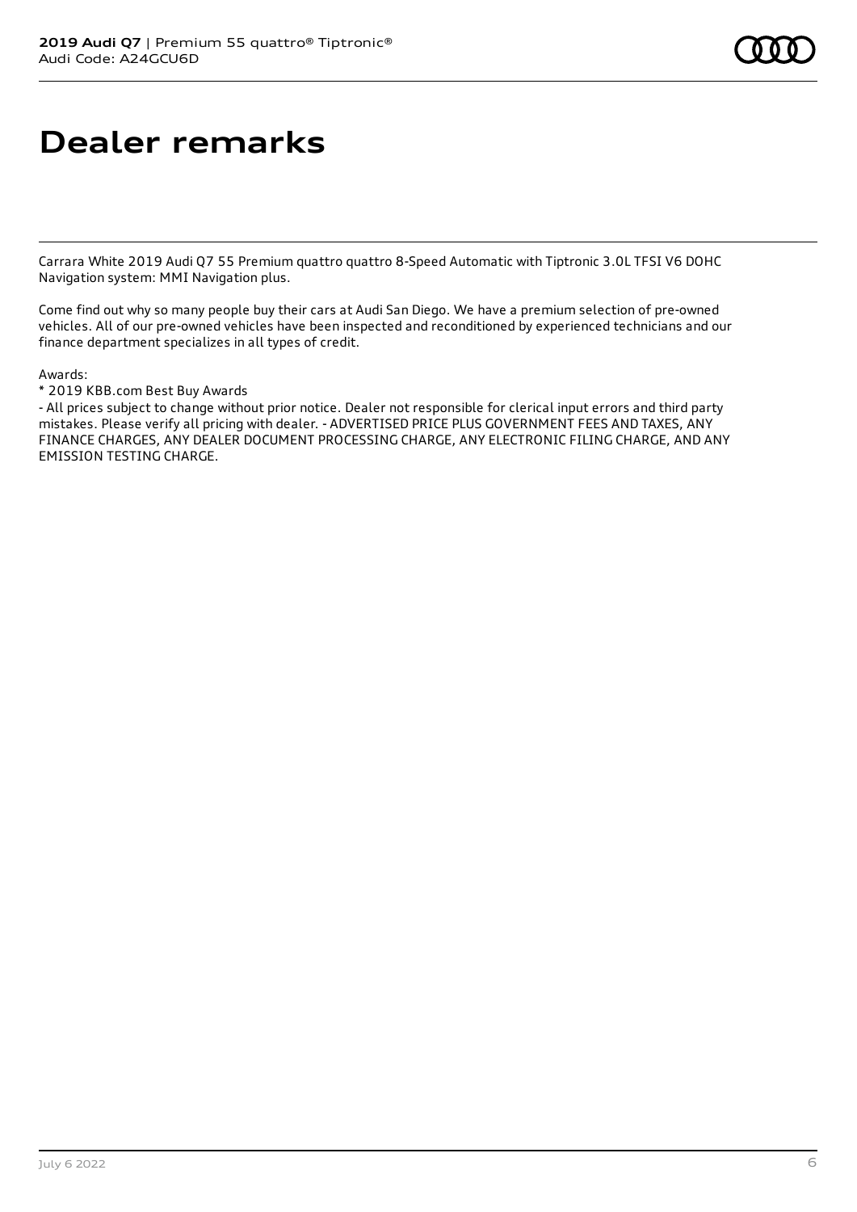# Dealer remarks

Carrara White 2019 Audi Q7 55 Premium quattro quattro 8-Speed Automatic with Tiptronic 3.0L TFSI V6 DOHC Navigation system: MMI Navigation plus.

Come find out why so many people buy their cars at Audi San Diego. We have a premium selection of pre-owned vehicles. All of our pre-owned vehicles have been inspected and reconditioned by experienced technicians and our finance department specializes in all types of credit.

Awards:
* 2019 KBB.com Best Buy Awards
- All prices subject to change without prior notice. Dealer not responsible for clerical input errors and third party mistakes. Please verify all pricing with dealer. - ADVERTISED PRICE PLUS GOVERNMENT FEES AND TAXES, ANY FINANCE CHARGES, ANY DEALER DOCUMENT PROCESSING CHARGE, ANY ELECTRONIC FILING CHARGE, AND ANY EMISSION TESTING CHARGE.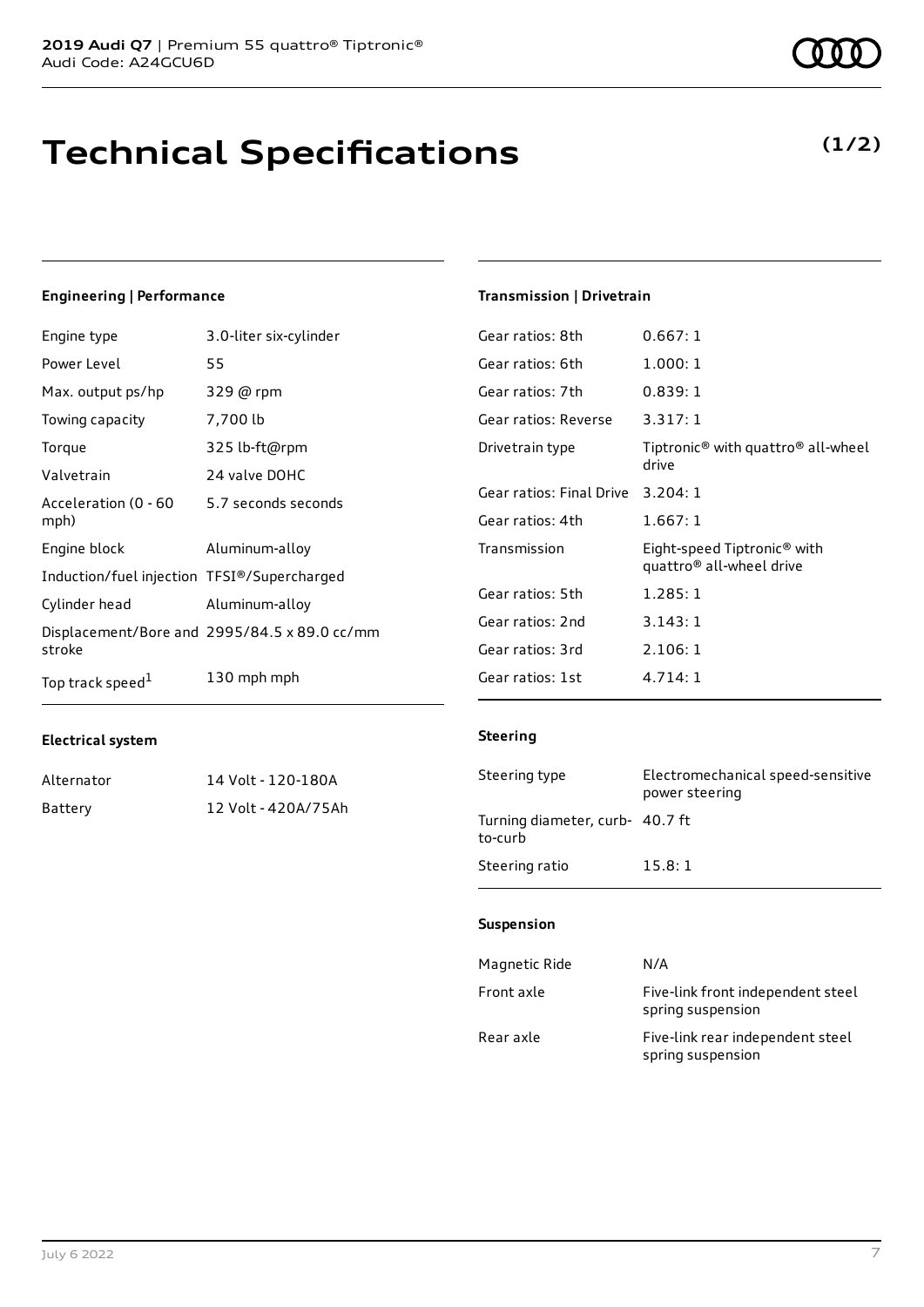# Technical Specifications

**(1/2)**

### Engineering | Performance

| | |
|---|---|
| Engine type | 3.0-liter six-cylinder |
| Power Level | 55 |
| Max. output ps/hp | 329 @ rpm |
| Towing capacity | 7,700 lb |
| Torque | 325 lb-ft@rpm |
| Valvetrain | 24 valve DOHC |
| Acceleration (0 - 60 mph) | 5.7 seconds seconds |
| Engine block | Aluminum-alloy |
| Induction/fuel injection | TFSI®/Supercharged |
| Cylinder head | Aluminum-alloy |
| Displacement/Bore and stroke | 2995/84.5 x 89.0 cc/mm |
| Top track speed[1] | 130 mph mph |

### Electrical system

| | |
|---|---|
| Alternator | 14 Volt - 120-180A |
| Battery | 12 Volt - 420A/75Ah |

### Transmission | Drivetrain

| | |
|---|---|
| Gear ratios: 8th | 0.667: 1 |
| Gear ratios: 6th | 1.000: 1 |
| Gear ratios: 7th | 0.839: 1 |
| Gear ratios: Reverse | 3.317: 1 |
| Drivetrain type | Tiptronic® with quattro® all-wheel drive |
| Gear ratios: Final Drive | 3.204: 1 |
| Gear ratios: 4th | 1.667: 1 |
| Transmission | Eight-speed Tiptronic® with quattro® all-wheel drive |
| Gear ratios: 5th | 1.285: 1 |
| Gear ratios: 2nd | 3.143: 1 |
| Gear ratios: 3rd | 2.106: 1 |
| Gear ratios: 1st | 4.714: 1 |

### Steering

| | |
|---|---|
| Steering type | Electromechanical speed-sensitive power steering |
| Turning diameter, curb-to-curb | 40.7 ft |
| Steering ratio | 15.8: 1 |

### Suspension

| | |
|---|---|
| Magnetic Ride | N/A |
| Front axle | Five-link front independent steel spring suspension |
| Rear axle | Five-link rear independent steel spring suspension |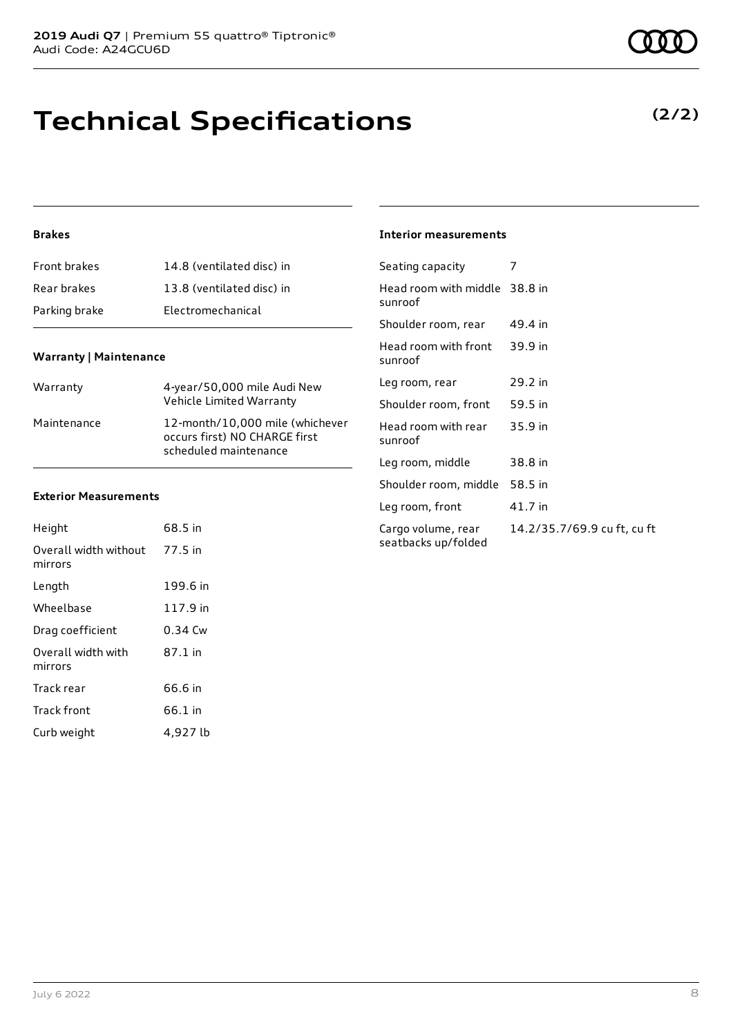# Technical Specifications

**(2/2)**

### Brakes

| | |
|---|---|
| Front brakes | 14.8 (ventilated disc) in |
| Rear brakes | 13.8 (ventilated disc) in |
| Parking brake | Electromechanical |

### Warranty | Maintenance

| | |
|---|---|
| Warranty | 4-year/50,000 mile Audi New Vehicle Limited Warranty |
| Maintenance | 12-month/10,000 mile (whichever occurs first) NO CHARGE first scheduled maintenance |

### Exterior Measurements

| | |
|---|---|
| Height | 68.5 in |
| Overall width without mirrors | 77.5 in |
| Length | 199.6 in |
| Wheelbase | 117.9 in |
| Drag coefficient | 0.34 Cw |
| Overall width with mirrors | 87.1 in |
| Track rear | 66.6 in |
| Track front | 66.1 in |
| Curb weight | 4,927 lb |

### Interior measurements

| | |
|---|---|
| Seating capacity | 7 |
| Head room with middle sunroof | 38.8 in |
| Shoulder room, rear | 49.4 in |
| Head room with front sunroof | 39.9 in |
| Leg room, rear | 29.2 in |
| Shoulder room, front | 59.5 in |
| Head room with rear sunroof | 35.9 in |
| Leg room, middle | 38.8 in |
| Shoulder room, middle | 58.5 in |
| Leg room, front | 41.7 in |
| Cargo volume, rear seatbacks up/folded | 14.2/35.7/69.9 cu ft, cu ft |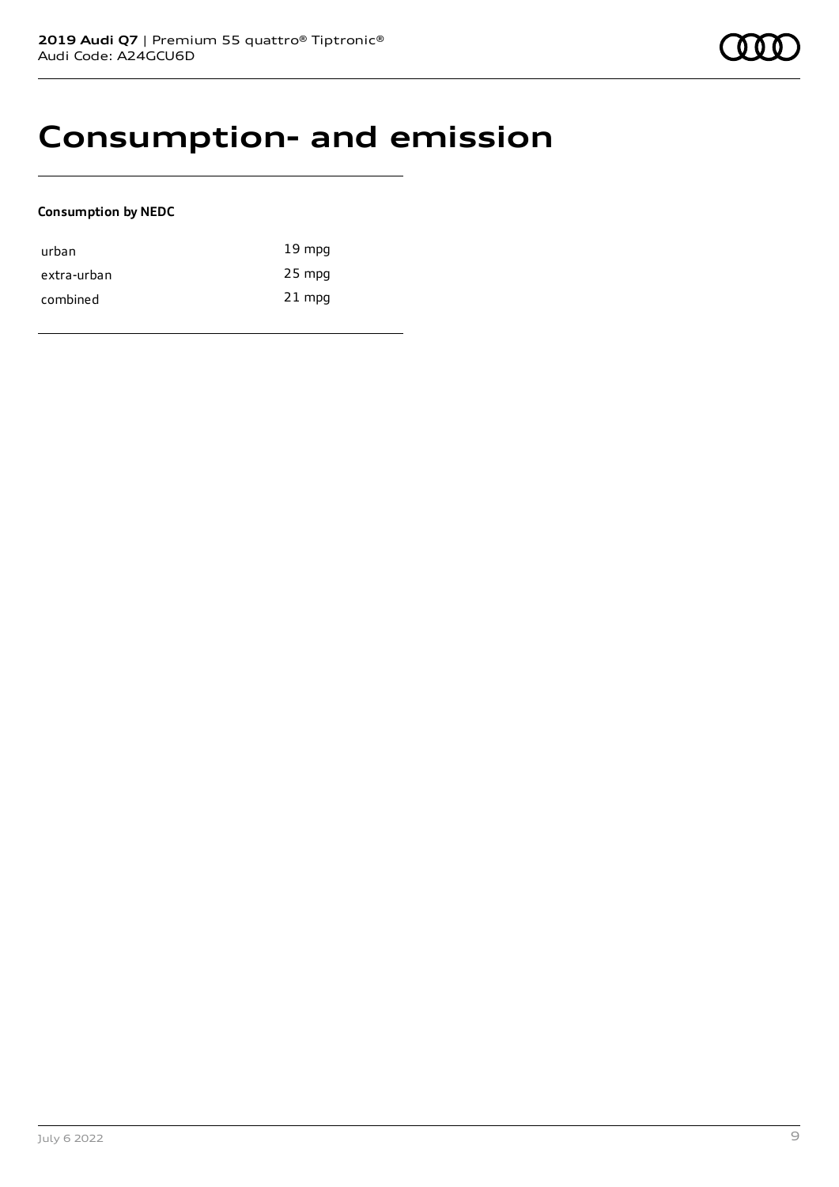# Consumption- and emission

**Consumption by NEDC**

| | |
|---|---|
| urban | 19 mpg |
| extra-urban | 25 mpg |
| combined | 21 mpg |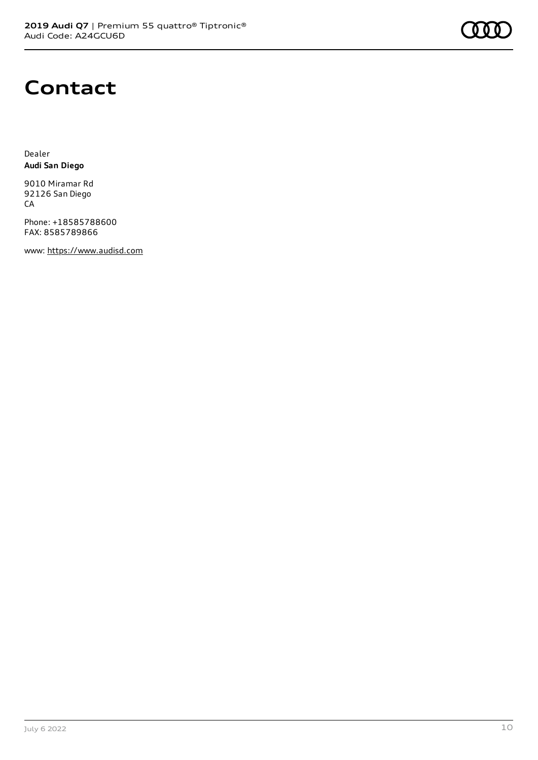# Contact

Dealer
**Audi San Diego**

9010 Miramar Rd
92126 San Diego
CA

Phone: +18585788600
FAX: 8585789866

www: https://www.audisd.com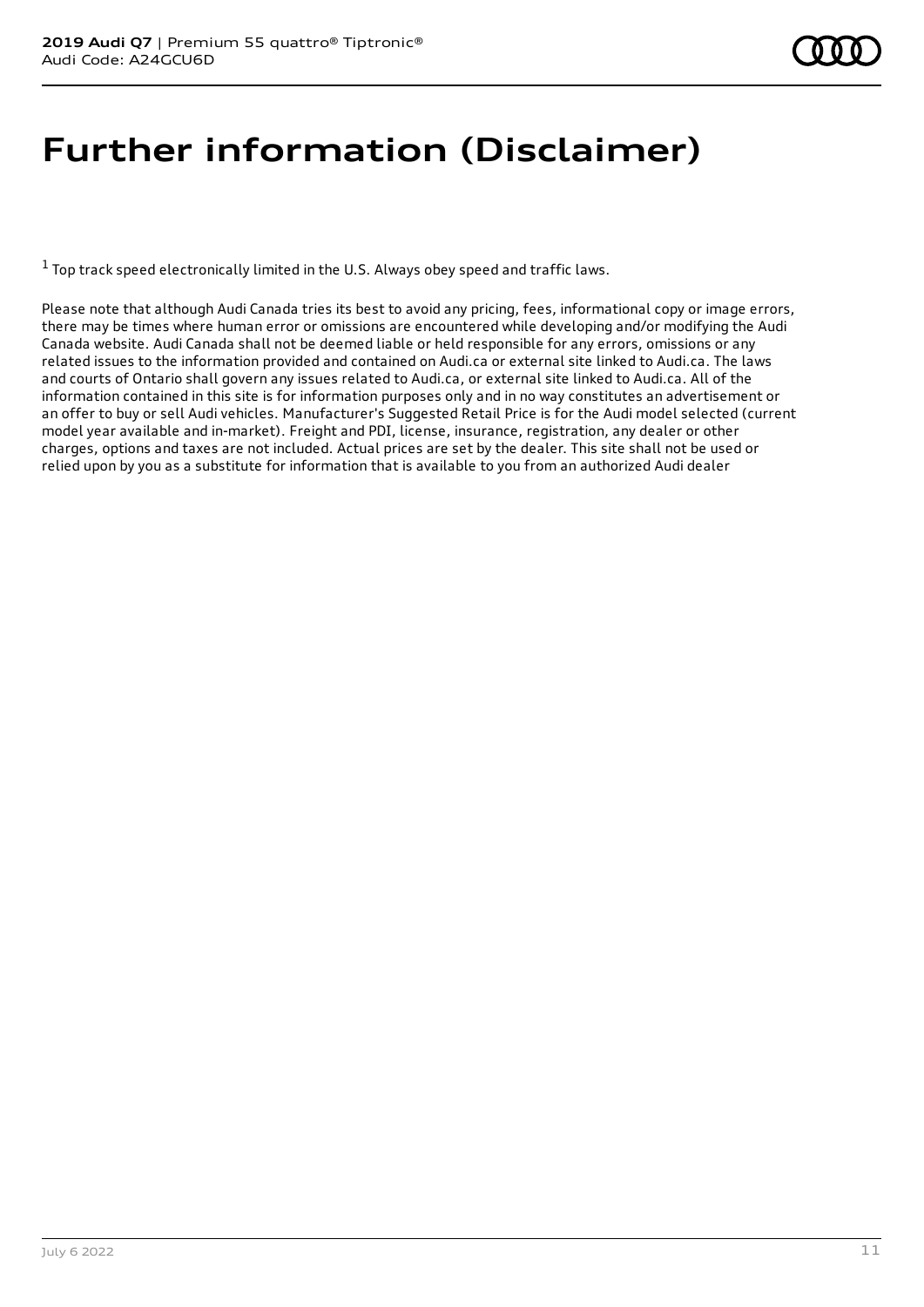# Further information (Disclaimer)

[1] Top track speed electronically limited in the U.S. Always obey speed and traffic laws.

Please note that although Audi Canada tries its best to avoid any pricing, fees, informational copy or image errors, there may be times where human error or omissions are encountered while developing and/or modifying the Audi Canada website. Audi Canada shall not be deemed liable or held responsible for any errors, omissions or any related issues to the information provided and contained on Audi.ca or external site linked to Audi.ca. The laws and courts of Ontario shall govern any issues related to Audi.ca, or external site linked to Audi.ca. All of the information contained in this site is for information purposes only and in no way constitutes an advertisement or an offer to buy or sell Audi vehicles. Manufacturer's Suggested Retail Price is for the Audi model selected (current model year available and in-market). Freight and PDI, license, insurance, registration, any dealer or other charges, options and taxes are not included. Actual prices are set by the dealer. This site shall not be used or relied upon by you as a substitute for information that is available to you from an authorized Audi dealer